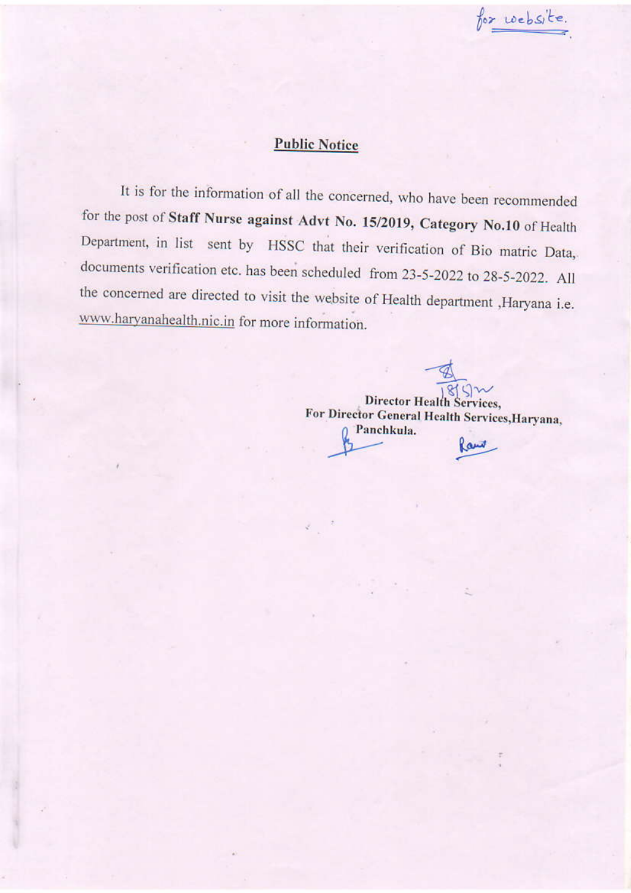for website.

## Public Notice

It is for the information of all the concerned, who have been recommended for the post of **Staff Nurse against Advt No. 15/2019, Category No.10** of Health Department, in list sent by HSSC that their verification of Bio matric Data, documents verification etc. has been scheduled from 23-5-2022 to 28-5-2022. All the concerned are directed to visit the website of Health department ,Haryana i.e. www.haryanahealth.nic.in for more information.

**Director Health Services,**
**For Director General Health Services,Haryana,**
**Panchkula.**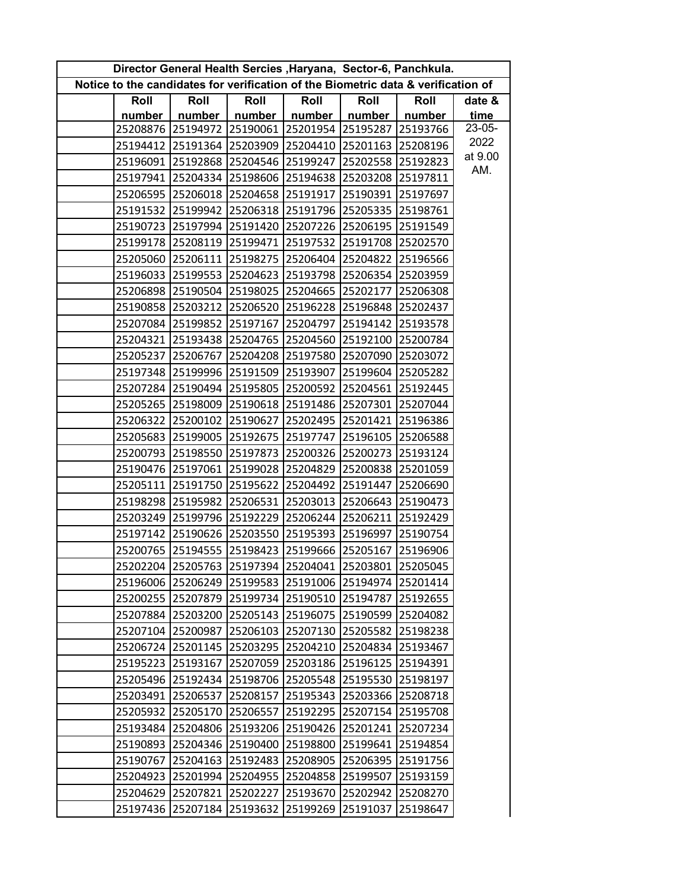| Director General Health Sercies ,Haryana, Sector-6, Panchkula. | | | | | | | |
|---|---|---|---|---|---|---|---|
| Notice to the candidates for verification of the Biometric data & verification of | | | | | | | |
| | Roll number | Roll number | Roll number | Roll number | Roll number | Roll number | date & time |
| | 25208876 | 25194972 | 25190061 | 25201954 | 25195287 | 25193766 | 23-05-2022 at 9.00 AM. |
| | 25194412 | 25191364 | 25203909 | 25204410 | 25201163 | 25208196 | |
| | 25196091 | 25192868 | 25204546 | 25199247 | 25202558 | 25192823 | |
| | 25197941 | 25204334 | 25198606 | 25194638 | 25203208 | 25197811 | |
| | 25206595 | 25206018 | 25204658 | 25191917 | 25190391 | 25197697 | |
| | 25191532 | 25199942 | 25206318 | 25191796 | 25205335 | 25198761 | |
| | 25190723 | 25197994 | 25191420 | 25207226 | 25206195 | 25191549 | |
| | 25199178 | 25208119 | 25199471 | 25197532 | 25191708 | 25202570 | |
| | 25205060 | 25206111 | 25198275 | 25206404 | 25204822 | 25196566 | |
| | 25196033 | 25199553 | 25204623 | 25193798 | 25206354 | 25203959 | |
| | 25206898 | 25190504 | 25198025 | 25204665 | 25202177 | 25206308 | |
| | 25190858 | 25203212 | 25206520 | 25196228 | 25196848 | 25202437 | |
| | 25207084 | 25199852 | 25197167 | 25204797 | 25194142 | 25193578 | |
| | 25204321 | 25193438 | 25204765 | 25204560 | 25192100 | 25200784 | |
| | 25205237 | 25206767 | 25204208 | 25197580 | 25207090 | 25203072 | |
| | 25197348 | 25199996 | 25191509 | 25193907 | 25199604 | 25205282 | |
| | 25207284 | 25190494 | 25195805 | 25200592 | 25204561 | 25192445 | |
| | 25205265 | 25198009 | 25190618 | 25191486 | 25207301 | 25207044 | |
| | 25206322 | 25200102 | 25190627 | 25202495 | 25201421 | 25196386 | |
| | 25205683 | 25199005 | 25192675 | 25197747 | 25196105 | 25206588 | |
| | 25200793 | 25198550 | 25197873 | 25200326 | 25200273 | 25193124 | |
| | 25190476 | 25197061 | 25199028 | 25204829 | 25200838 | 25201059 | |
| | 25205111 | 25191750 | 25195622 | 25204492 | 25191447 | 25206690 | |
| | 25198298 | 25195982 | 25206531 | 25203013 | 25206643 | 25190473 | |
| | 25203249 | 25199796 | 25192229 | 25206244 | 25206211 | 25192429 | |
| | 25197142 | 25190626 | 25203550 | 25195393 | 25196997 | 25190754 | |
| | 25200765 | 25194555 | 25198423 | 25199666 | 25205167 | 25196906 | |
| | 25202204 | 25205763 | 25197394 | 25204041 | 25203801 | 25205045 | |
| | 25196006 | 25206249 | 25199583 | 25191006 | 25194974 | 25201414 | |
| | 25200255 | 25207879 | 25199734 | 25190510 | 25194787 | 25192655 | |
| | 25207884 | 25203200 | 25205143 | 25196075 | 25190599 | 25204082 | |
| | 25207104 | 25200987 | 25206103 | 25207130 | 25205582 | 25198238 | |
| | 25206724 | 25201145 | 25203295 | 25204210 | 25204834 | 25193467 | |
| | 25195223 | 25193167 | 25207059 | 25203186 | 25196125 | 25194391 | |
| | 25205496 | 25192434 | 25198706 | 25205548 | 25195530 | 25198197 | |
| | 25203491 | 25206537 | 25208157 | 25195343 | 25203366 | 25208718 | |
| | 25205932 | 25205170 | 25206557 | 25192295 | 25207154 | 25195708 | |
| | 25193484 | 25204806 | 25193206 | 25190426 | 25201241 | 25207234 | |
| | 25190893 | 25204346 | 25190400 | 25198800 | 25199641 | 25194854 | |
| | 25190767 | 25204163 | 25192483 | 25208905 | 25206395 | 25191756 | |
| | 25204923 | 25201994 | 25204955 | 25204858 | 25199507 | 25193159 | |
| | 25204629 | 25207821 | 25202227 | 25193670 | 25202942 | 25208270 | |
| | 25197436 | 25207184 | 25193632 | 25199269 | 25191037 | 25198647 | |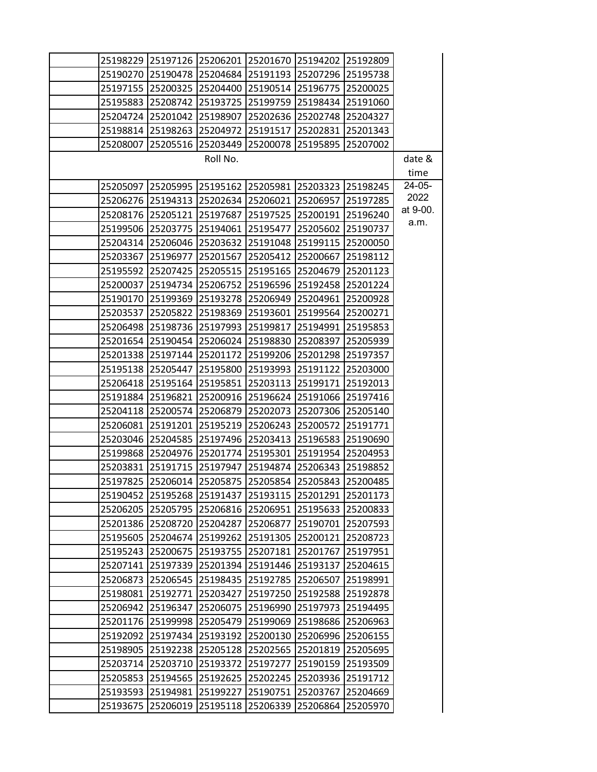| | | | | | | | |
|---|---|---|---|---|---|---|---|
| | 25198229 | 25197126 | 25206201 | 25201670 | 25194202 | 25192809 | |
| | 25190270 | 25190478 | 25204684 | 25191193 | 25207296 | 25195738 | |
| | 25197155 | 25200325 | 25204400 | 25190514 | 25196775 | 25200025 | |
| | 25195883 | 25208742 | 25193725 | 25199759 | 25198434 | 25191060 | |
| | 25204724 | 25201042 | 25198907 | 25202636 | 25202748 | 25204327 | |
| | 25198814 | 25198263 | 25204972 | 25191517 | 25202831 | 25201343 | |
| | 25208007 | 25205516 | 25203449 | 25200078 | 25195895 | 25207002 | |

| | Roll No. | | | | | | date & time |
|---|---|---|---|---|---|---|---|
| | 25205097 | 25205995 | 25195162 | 25205981 | 25203323 | 25198245 | 24-05-2022 at 9-00. a.m. |
| | 25206276 | 25194313 | 25202634 | 25206021 | 25206957 | 25197285 | |
| | 25208176 | 25205121 | 25197687 | 25197525 | 25200191 | 25196240 | |
| | 25199506 | 25203775 | 25194061 | 25195477 | 25205602 | 25190737 | |
| | 25204314 | 25206046 | 25203632 | 25191048 | 25199115 | 25200050 | |
| | 25203367 | 25196977 | 25201567 | 25205412 | 25200667 | 25198112 | |
| | 25195592 | 25207425 | 25205515 | 25195165 | 25204679 | 25201123 | |
| | 25200037 | 25194734 | 25206752 | 25196596 | 25192458 | 25201224 | |
| | 25190170 | 25199369 | 25193278 | 25206949 | 25204961 | 25200928 | |
| | 25203537 | 25205822 | 25198369 | 25193601 | 25199564 | 25200271 | |
| | 25206498 | 25198736 | 25197993 | 25199817 | 25194991 | 25195853 | |
| | 25201654 | 25190454 | 25206024 | 25198830 | 25208397 | 25205939 | |
| | 25201338 | 25197144 | 25201172 | 25199206 | 25201298 | 25197357 | |
| | 25195138 | 25205447 | 25195800 | 25193993 | 25191122 | 25203000 | |
| | 25206418 | 25195164 | 25195851 | 25203113 | 25199171 | 25192013 | |
| | 25191884 | 25196821 | 25200916 | 25196624 | 25191066 | 25197416 | |
| | 25204118 | 25200574 | 25206879 | 25202073 | 25207306 | 25205140 | |
| | 25206081 | 25191201 | 25195219 | 25206243 | 25200572 | 25191771 | |
| | 25203046 | 25204585 | 25197496 | 25203413 | 25196583 | 25190690 | |
| | 25199868 | 25204976 | 25201774 | 25195301 | 25191954 | 25204953 | |
| | 25203831 | 25191715 | 25197947 | 25194874 | 25206343 | 25198852 | |
| | 25197825 | 25206014 | 25205875 | 25205854 | 25205843 | 25200485 | |
| | 25190452 | 25195268 | 25191437 | 25193115 | 25201291 | 25201173 | |
| | 25206205 | 25205795 | 25206816 | 25206951 | 25195633 | 25200833 | |
| | 25201386 | 25208720 | 25204287 | 25206877 | 25190701 | 25207593 | |
| | 25195605 | 25204674 | 25199262 | 25191305 | 25200121 | 25208723 | |
| | 25195243 | 25200675 | 25193755 | 25207181 | 25201767 | 25197951 | |
| | 25207141 | 25197339 | 25201394 | 25191446 | 25193137 | 25204615 | |
| | 25206873 | 25206545 | 25198435 | 25192785 | 25206507 | 25198991 | |
| | 25198081 | 25192771 | 25203427 | 25197250 | 25192588 | 25192878 | |
| | 25206942 | 25196347 | 25206075 | 25196990 | 25197973 | 25194495 | |
| | 25201176 | 25199998 | 25205479 | 25199069 | 25198686 | 25206963 | |
| | 25192092 | 25197434 | 25193192 | 25200130 | 25206996 | 25206155 | |
| | 25198905 | 25192238 | 25205128 | 25202565 | 25201819 | 25205695 | |
| | 25203714 | 25203710 | 25193372 | 25197277 | 25190159 | 25193509 | |
| | 25205853 | 25194565 | 25192625 | 25202245 | 25203936 | 25191712 | |
| | 25193593 | 25194981 | 25199227 | 25190751 | 25203767 | 25204669 | |
| | 25193675 | 25206019 | 25195118 | 25206339 | 25206864 | 25205970 | |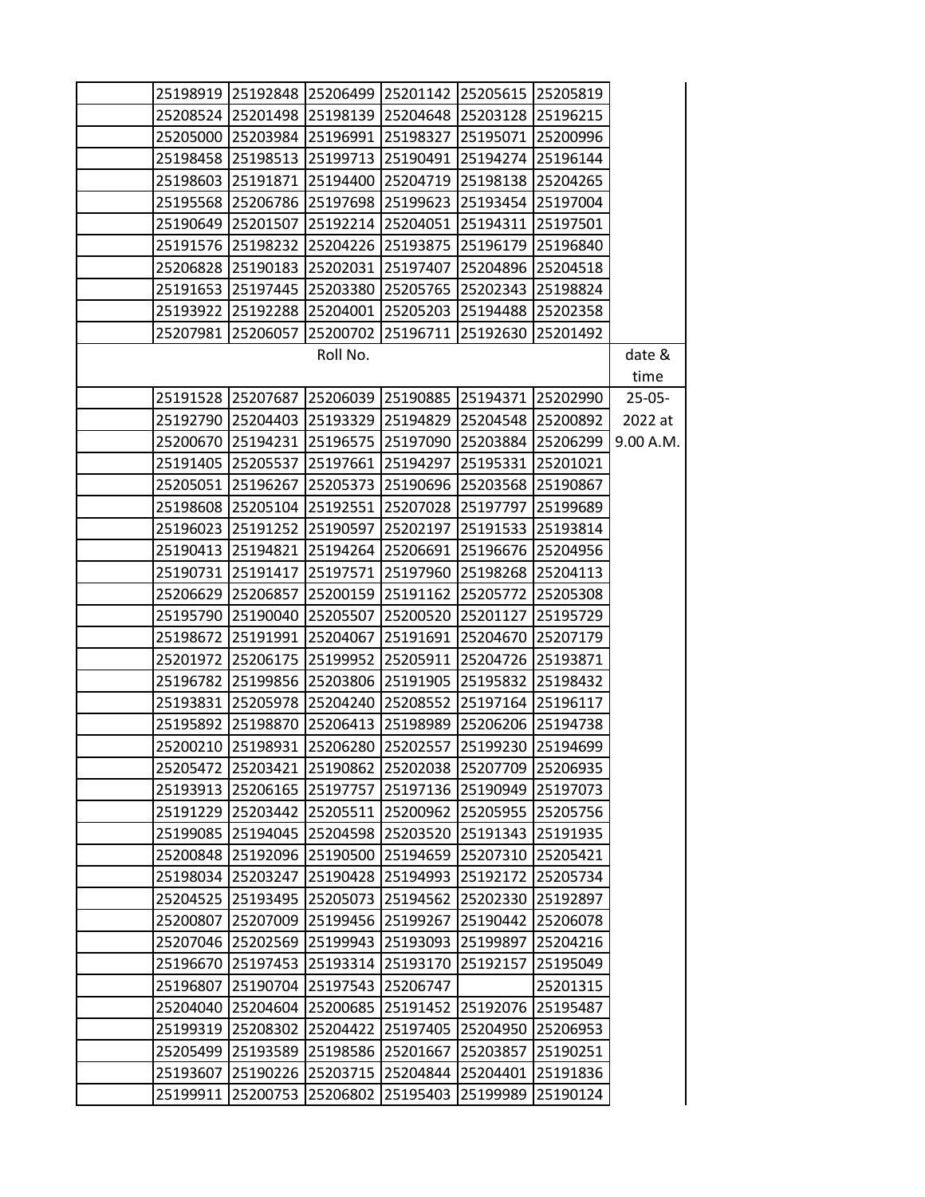| | | | | | | | |
|---|---|---|---|---|---|---|---|
| | 25198919 | 25192848 | 25206499 | 25201142 | 25205615 | 25205819 | |
| | 25208524 | 25201498 | 25198139 | 25204648 | 25203128 | 25196215 | |
| | 25205000 | 25203984 | 25196991 | 25198327 | 25195071 | 25200996 | |
| | 25198458 | 25198513 | 25199713 | 25190491 | 25194274 | 25196144 | |
| | 25198603 | 25191871 | 25194400 | 25204719 | 25198138 | 25204265 | |
| | 25195568 | 25206786 | 25197698 | 25199623 | 25193454 | 25197004 | |
| | 25190649 | 25201507 | 25192214 | 25204051 | 25194311 | 25197501 | |
| | 25191576 | 25198232 | 25204226 | 25193875 | 25196179 | 25196840 | |
| | 25206828 | 25190183 | 25202031 | 25197407 | 25204896 | 25204518 | |
| | 25191653 | 25197445 | 25203380 | 25205765 | 25202343 | 25198824 | |
| | 25193922 | 25192288 | 25204001 | 25205203 | 25194488 | 25202358 | |
| | 25207981 | 25206057 | 25200702 | 25196711 | 25192630 | 25201492 | |
| | | | Roll No. | | | | date & time |
| | 25191528 | 25207687 | 25206039 | 25190885 | 25194371 | 25202990 | 25-05-2022 at 9.00 A.M. |
| | 25192790 | 25204403 | 25193329 | 25194829 | 25204548 | 25200892 | |
| | 25200670 | 25194231 | 25196575 | 25197090 | 25203884 | 25206299 | |
| | 25191405 | 25205537 | 25197661 | 25194297 | 25195331 | 25201021 | |
| | 25205051 | 25196267 | 25205373 | 25190696 | 25203568 | 25190867 | |
| | 25198608 | 25205104 | 25192551 | 25207028 | 25197797 | 25199689 | |
| | 25196023 | 25191252 | 25190597 | 25202197 | 25191533 | 25193814 | |
| | 25190413 | 25194821 | 25194264 | 25206691 | 25196676 | 25204956 | |
| | 25190731 | 25191417 | 25197571 | 25197960 | 25198268 | 25204113 | |
| | 25206629 | 25206857 | 25200159 | 25191162 | 25205772 | 25205308 | |
| | 25195790 | 25190040 | 25205507 | 25200520 | 25201127 | 25195729 | |
| | 25198672 | 25191991 | 25204067 | 25191691 | 25204670 | 25207179 | |
| | 25201972 | 25206175 | 25199952 | 25205911 | 25204726 | 25193871 | |
| | 25196782 | 25199856 | 25203806 | 25191905 | 25195832 | 25198432 | |
| | 25193831 | 25205978 | 25204240 | 25208552 | 25197164 | 25196117 | |
| | 25195892 | 25198870 | 25206413 | 25198989 | 25206206 | 25194738 | |
| | 25200210 | 25198931 | 25206280 | 25202557 | 25199230 | 25194699 | |
| | 25205472 | 25203421 | 25190862 | 25202038 | 25207709 | 25206935 | |
| | 25193913 | 25206165 | 25197757 | 25197136 | 25190949 | 25197073 | |
| | 25191229 | 25203442 | 25205511 | 25200962 | 25205955 | 25205756 | |
| | 25199085 | 25194045 | 25204598 | 25203520 | 25191343 | 25191935 | |
| | 25200848 | 25192096 | 25190500 | 25194659 | 25207310 | 25205421 | |
| | 25198034 | 25203247 | 25190428 | 25194993 | 25192172 | 25205734 | |
| | 25204525 | 25193495 | 25205073 | 25194562 | 25202330 | 25192897 | |
| | 25200807 | 25207009 | 25199456 | 25199267 | 25190442 | 25206078 | |
| | 25207046 | 25202569 | 25199943 | 25193093 | 25199897 | 25204216 | |
| | 25196670 | 25197453 | 25193314 | 25193170 | 25192157 | 25195049 | |
| | 25196807 | 25190704 | 25197543 | 25206747 | | 25201315 | |
| | 25204040 | 25204604 | 25200685 | 25191452 | 25192076 | 25195487 | |
| | 25199319 | 25208302 | 25204422 | 25197405 | 25204950 | 25206953 | |
| | 25205499 | 25193589 | 25198586 | 25201667 | 25203857 | 25190251 | |
| | 25193607 | 25190226 | 25203715 | 25204844 | 25204401 | 25191836 | |
| | 25199911 | 25200753 | 25206802 | 25195403 | 25199989 | 25190124 | |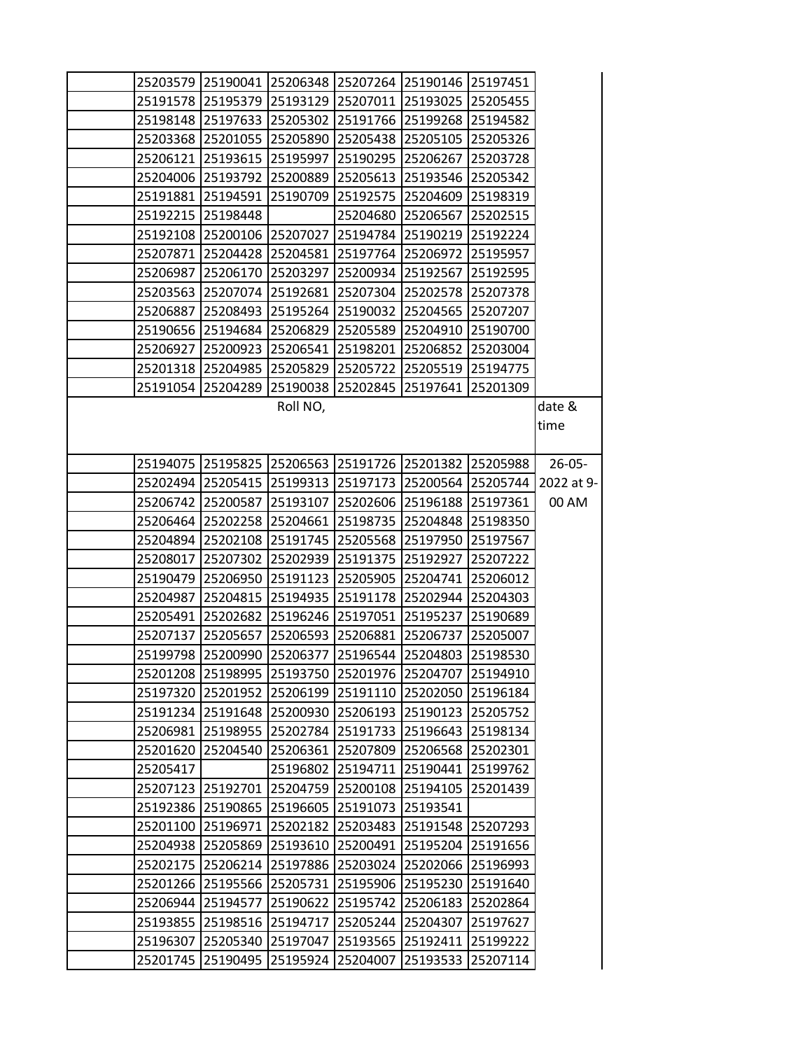|  | 25203579 | 25190041 | 25206348 | 25207264 | 25190146 | 25197451 |  |
|---|---|---|---|---|---|---|---|
|  | 25191578 | 25195379 | 25193129 | 25207011 | 25193025 | 25205455 |  |
|  | 25198148 | 25197633 | 25205302 | 25191766 | 25199268 | 25194582 |  |
|  | 25203368 | 25201055 | 25205890 | 25205438 | 25205105 | 25205326 |  |
|  | 25206121 | 25193615 | 25195997 | 25190295 | 25206267 | 25203728 |  |
|  | 25204006 | 25193792 | 25200889 | 25205613 | 25193546 | 25205342 |  |
|  | 25191881 | 25194591 | 25190709 | 25192575 | 25204609 | 25198319 |  |
|  | 25192215 | 25198448 |  | 25204680 | 25206567 | 25202515 |  |
|  | 25192108 | 25200106 | 25207027 | 25194784 | 25190219 | 25192224 |  |
|  | 25207871 | 25204428 | 25204581 | 25197764 | 25206972 | 25195957 |  |
|  | 25206987 | 25206170 | 25203297 | 25200934 | 25192567 | 25192595 |  |
|  | 25203563 | 25207074 | 25192681 | 25207304 | 25202578 | 25207378 |  |
|  | 25206887 | 25208493 | 25195264 | 25190032 | 25204565 | 25207207 |  |
|  | 25190656 | 25194684 | 25206829 | 25205589 | 25204910 | 25190700 |  |
|  | 25206927 | 25200923 | 25206541 | 25198201 | 25206852 | 25203004 |  |
|  | 25201318 | 25204985 | 25205829 | 25205722 | 25205519 | 25194775 |  |
|  | 25191054 | 25204289 | 25190038 | 25202845 | 25197641 | 25201309 |  |
| Roll NO, |  |  |  |  |  |  | date & time |
|  | 25194075 | 25195825 | 25206563 | 25191726 | 25201382 | 25205988 | 26-05-2022 at 9-00 AM |
|  | 25202494 | 25205415 | 25199313 | 25197173 | 25200564 | 25205744 |  |
|  | 25206742 | 25200587 | 25193107 | 25202606 | 25196188 | 25197361 |  |
|  | 25206464 | 25202258 | 25204661 | 25198735 | 25204848 | 25198350 |  |
|  | 25204894 | 25202108 | 25191745 | 25205568 | 25197950 | 25197567 |  |
|  | 25208017 | 25207302 | 25202939 | 25191375 | 25192927 | 25207222 |  |
|  | 25190479 | 25206950 | 25191123 | 25205905 | 25204741 | 25206012 |  |
|  | 25204987 | 25204815 | 25194935 | 25191178 | 25202944 | 25204303 |  |
|  | 25205491 | 25202682 | 25196246 | 25197051 | 25195237 | 25190689 |  |
|  | 25207137 | 25205657 | 25206593 | 25206881 | 25206737 | 25205007 |  |
|  | 25199798 | 25200990 | 25206377 | 25196544 | 25204803 | 25198530 |  |
|  | 25201208 | 25198995 | 25193750 | 25201976 | 25204707 | 25194910 |  |
|  | 25197320 | 25201952 | 25206199 | 25191110 | 25202050 | 25196184 |  |
|  | 25191234 | 25191648 | 25200930 | 25206193 | 25190123 | 25205752 |  |
|  | 25206981 | 25198955 | 25202784 | 25191733 | 25196643 | 25198134 |  |
|  | 25201620 | 25204540 | 25206361 | 25207809 | 25206568 | 25202301 |  |
|  | 25205417 |  | 25196802 | 25194711 | 25190441 | 25199762 |  |
|  | 25207123 | 25192701 | 25204759 | 25200108 | 25194105 | 25201439 |  |
|  | 25192386 | 25190865 | 25196605 | 25191073 | 25193541 |  |  |
|  | 25201100 | 25196971 | 25202182 | 25203483 | 25191548 | 25207293 |  |
|  | 25204938 | 25205869 | 25193610 | 25200491 | 25195204 | 25191656 |  |
|  | 25202175 | 25206214 | 25197886 | 25203024 | 25202066 | 25196993 |  |
|  | 25201266 | 25195566 | 25205731 | 25195906 | 25195230 | 25191640 |  |
|  | 25206944 | 25194577 | 25190622 | 25195742 | 25206183 | 25202864 |  |
|  | 25193855 | 25198516 | 25194717 | 25205244 | 25204307 | 25197627 |  |
|  | 25196307 | 25205340 | 25197047 | 25193565 | 25192411 | 25199222 |  |
|  | 25201745 | 25190495 | 25195924 | 25204007 | 25193533 | 25207114 |  |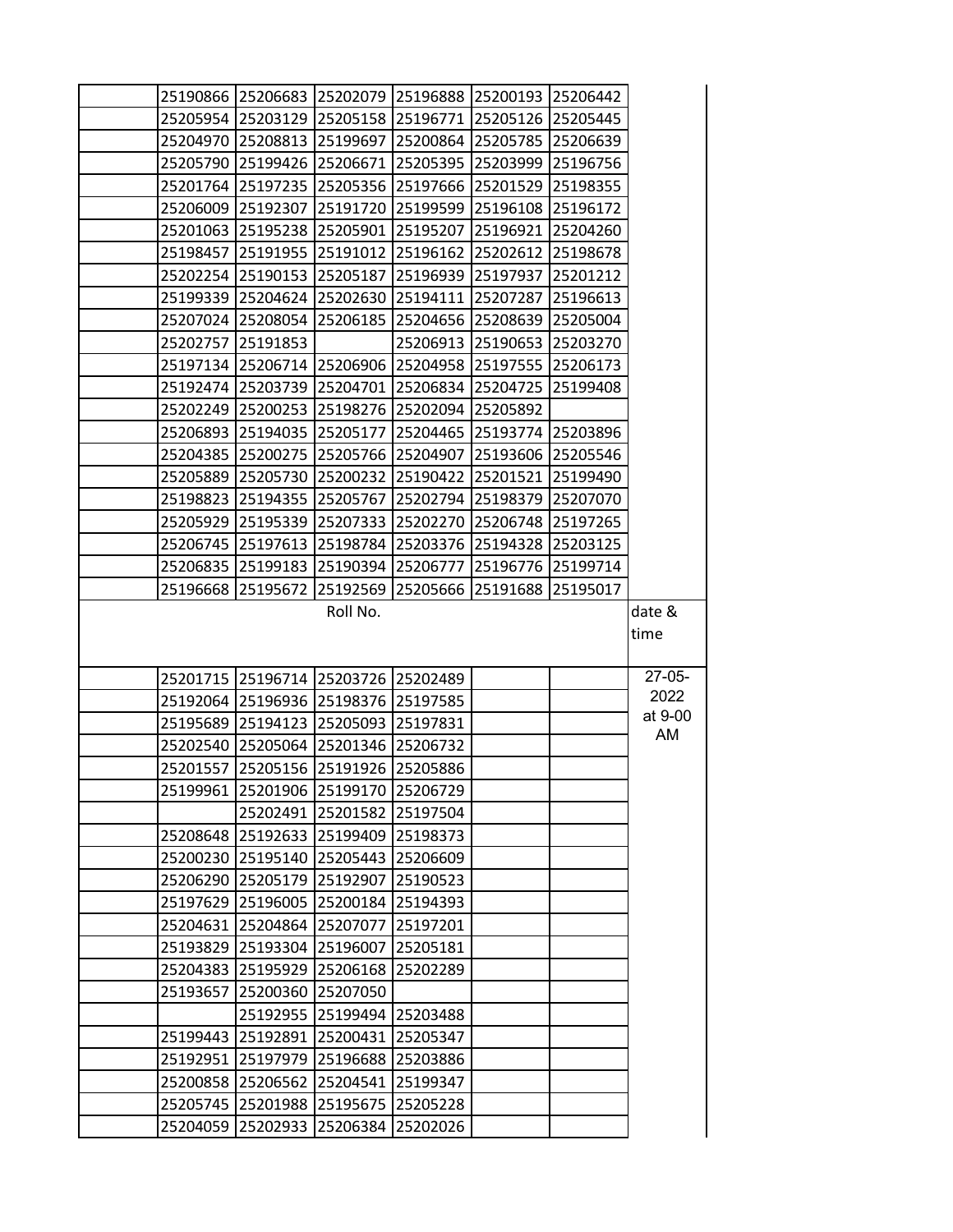| | | | | | | | |
|---|---|---|---|---|---|---|---|
| | 25190866 | 25206683 | 25202079 | 25196888 | 25200193 | 25206442 | |
| | 25205954 | 25203129 | 25205158 | 25196771 | 25205126 | 25205445 | |
| | 25204970 | 25208813 | 25199697 | 25200864 | 25205785 | 25206639 | |
| | 25205790 | 25199426 | 25206671 | 25205395 | 25203999 | 25196756 | |
| | 25201764 | 25197235 | 25205356 | 25197666 | 25201529 | 25198355 | |
| | 25206009 | 25192307 | 25191720 | 25199599 | 25196108 | 25196172 | |
| | 25201063 | 25195238 | 25205901 | 25195207 | 25196921 | 25204260 | |
| | 25198457 | 25191955 | 25191012 | 25196162 | 25202612 | 25198678 | |
| | 25202254 | 25190153 | 25205187 | 25196939 | 25197937 | 25201212 | |
| | 25199339 | 25204624 | 25202630 | 25194111 | 25207287 | 25196613 | |
| | 25207024 | 25208054 | 25206185 | 25204656 | 25208639 | 25205004 | |
| | 25202757 | 25191853 | | 25206913 | 25190653 | 25203270 | |
| | 25197134 | 25206714 | 25206906 | 25204958 | 25197555 | 25206173 | |
| | 25192474 | 25203739 | 25204701 | 25206834 | 25204725 | 25199408 | |
| | 25202249 | 25200253 | 25198276 | 25202094 | 25205892 | | |
| | 25206893 | 25194035 | 25205177 | 25204465 | 25193774 | 25203896 | |
| | 25204385 | 25200275 | 25205766 | 25204907 | 25193606 | 25205546 | |
| | 25205889 | 25205730 | 25200232 | 25190422 | 25201521 | 25199490 | |
| | 25198823 | 25194355 | 25205767 | 25202794 | 25198379 | 25207070 | |
| | 25205929 | 25195339 | 25207333 | 25202270 | 25206748 | 25197265 | |
| | 25206745 | 25197613 | 25198784 | 25203376 | 25194328 | 25203125 | |
| | 25206835 | 25199183 | 25190394 | 25206777 | 25196776 | 25199714 | |
| | 25196668 | 25195672 | 25192569 | 25205666 | 25191688 | 25195017 | |
| Roll No. | | | | | | | date & time |
| | 25201715 | 25196714 | 25203726 | 25202489 | | | 27-05-2022 at 9-00 AM |
| | 25192064 | 25196936 | 25198376 | 25197585 | | | |
| | 25195689 | 25194123 | 25205093 | 25197831 | | | |
| | 25202540 | 25205064 | 25201346 | 25206732 | | | |
| | 25201557 | 25205156 | 25191926 | 25205886 | | | |
| | 25199961 | 25201906 | 25199170 | 25206729 | | | |
| | | 25202491 | 25201582 | 25197504 | | | |
| | 25208648 | 25192633 | 25199409 | 25198373 | | | |
| | 25200230 | 25195140 | 25205443 | 25206609 | | | |
| | 25206290 | 25205179 | 25192907 | 25190523 | | | |
| | 25197629 | 25196005 | 25200184 | 25194393 | | | |
| | 25204631 | 25204864 | 25207077 | 25197201 | | | |
| | 25193829 | 25193304 | 25196007 | 25205181 | | | |
| | 25204383 | 25195929 | 25206168 | 25202289 | | | |
| | 25193657 | 25200360 | 25207050 | | | | |
| | | 25192955 | 25199494 | 25203488 | | | |
| | 25199443 | 25192891 | 25200431 | 25205347 | | | |
| | 25192951 | 25197979 | 25196688 | 25203886 | | | |
| | 25200858 | 25206562 | 25204541 | 25199347 | | | |
| | 25205745 | 25201988 | 25195675 | 25205228 | | | |
| | 25204059 | 25202933 | 25206384 | 25202026 | | | |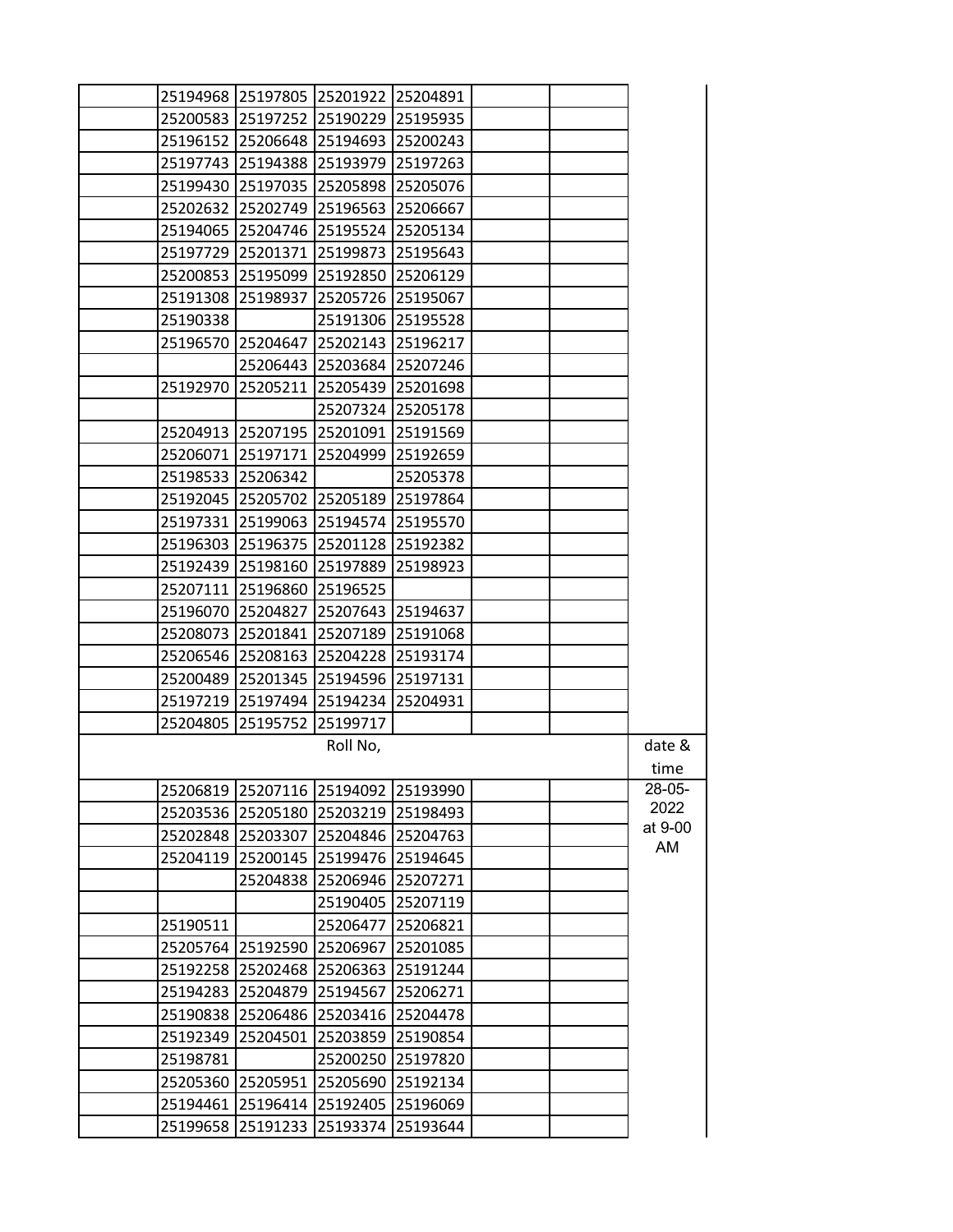| | | | | | | | |
|---|---|---|---|---|---|---|---|
| | 25194968 | 25197805 | 25201922 | 25204891 | | | |
| | 25200583 | 25197252 | 25190229 | 25195935 | | | |
| | 25196152 | 25206648 | 25194693 | 25200243 | | | |
| | 25197743 | 25194388 | 25193979 | 25197263 | | | |
| | 25199430 | 25197035 | 25205898 | 25205076 | | | |
| | 25202632 | 25202749 | 25196563 | 25206667 | | | |
| | 25194065 | 25204746 | 25195524 | 25205134 | | | |
| | 25197729 | 25201371 | 25199873 | 25195643 | | | |
| | 25200853 | 25195099 | 25192850 | 25206129 | | | |
| | 25191308 | 25198937 | 25205726 | 25195067 | | | |
| | 25190338 | | 25191306 | 25195528 | | | |
| | 25196570 | 25204647 | 25202143 | 25196217 | | | |
| | | 25206443 | 25203684 | 25207246 | | | |
| | 25192970 | 25205211 | 25205439 | 25201698 | | | |
| | | | 25207324 | 25205178 | | | |
| | 25204913 | 25207195 | 25201091 | 25191569 | | | |
| | 25206071 | 25197171 | 25204999 | 25192659 | | | |
| | 25198533 | 25206342 | | 25205378 | | | |
| | 25192045 | 25205702 | 25205189 | 25197864 | | | |
| | 25197331 | 25199063 | 25194574 | 25195570 | | | |
| | 25196303 | 25196375 | 25201128 | 25192382 | | | |
| | 25192439 | 25198160 | 25197889 | 25198923 | | | |
| | 25207111 | 25196860 | 25196525 | | | | |
| | 25196070 | 25204827 | 25207643 | 25194637 | | | |
| | 25208073 | 25201841 | 25207189 | 25191068 | | | |
| | 25206546 | 25208163 | 25204228 | 25193174 | | | |
| | 25200489 | 25201345 | 25194596 | 25197131 | | | |
| | 25197219 | 25197494 | 25194234 | 25204931 | | | |
| | 25204805 | 25195752 | 25199717 | | | | |
| | | | Roll No, | | | | date & time |
| | 25206819 | 25207116 | 25194092 | 25193990 | | | 28-05-2022 at 9-00 AM |
| | 25203536 | 25205180 | 25203219 | 25198493 | | | |
| | 25202848 | 25203307 | 25204846 | 25204763 | | | |
| | 25204119 | 25200145 | 25199476 | 25194645 | | | |
| | | 25204838 | 25206946 | 25207271 | | | |
| | | | 25190405 | 25207119 | | | |
| | 25190511 | | 25206477 | 25206821 | | | |
| | 25205764 | 25192590 | 25206967 | 25201085 | | | |
| | 25192258 | 25202468 | 25206363 | 25191244 | | | |
| | 25194283 | 25204879 | 25194567 | 25206271 | | | |
| | 25190838 | 25206486 | 25203416 | 25204478 | | | |
| | 25192349 | 25204501 | 25203859 | 25190854 | | | |
| | 25198781 | | 25200250 | 25197820 | | | |
| | 25205360 | 25205951 | 25205690 | 25192134 | | | |
| | 25194461 | 25196414 | 25192405 | 25196069 | | | |
| | 25199658 | 25191233 | 25193374 | 25193644 | | | |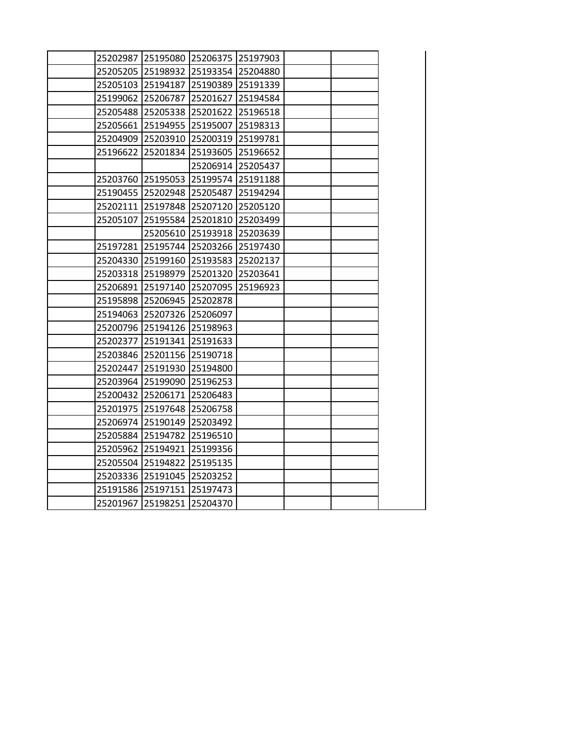| | 25202987 | 25195080 | 25206375 | 25197903 | | | |
|---|---|---|---|---|---|---|---|
| | 25205205 | 25198932 | 25193354 | 25204880 | | | |
| | 25205103 | 25194187 | 25190389 | 25191339 | | | |
| | 25199062 | 25206787 | 25201627 | 25194584 | | | |
| | 25205488 | 25205338 | 25201622 | 25196518 | | | |
| | 25205661 | 25194955 | 25195007 | 25198313 | | | |
| | 25204909 | 25203910 | 25200319 | 25199781 | | | |
| | 25196622 | 25201834 | 25193605 | 25196652 | | | |
| | | | 25206914 | 25205437 | | | |
| | 25203760 | 25195053 | 25199574 | 25191188 | | | |
| | 25190455 | 25202948 | 25205487 | 25194294 | | | |
| | 25202111 | 25197848 | 25207120 | 25205120 | | | |
| | 25205107 | 25195584 | 25201810 | 25203499 | | | |
| | | 25205610 | 25193918 | 25203639 | | | |
| | 25197281 | 25195744 | 25203266 | 25197430 | | | |
| | 25204330 | 25199160 | 25193583 | 25202137 | | | |
| | 25203318 | 25198979 | 25201320 | 25203641 | | | |
| | 25206891 | 25197140 | 25207095 | 25196923 | | | |
| | 25195898 | 25206945 | 25202878 | | | | |
| | 25194063 | 25207326 | 25206097 | | | | |
| | 25200796 | 25194126 | 25198963 | | | | |
| | 25202377 | 25191341 | 25191633 | | | | |
| | 25203846 | 25201156 | 25190718 | | | | |
| | 25202447 | 25191930 | 25194800 | | | | |
| | 25203964 | 25199090 | 25196253 | | | | |
| | 25200432 | 25206171 | 25206483 | | | | |
| | 25201975 | 25197648 | 25206758 | | | | |
| | 25206974 | 25190149 | 25203492 | | | | |
| | 25205884 | 25194782 | 25196510 | | | | |
| | 25205962 | 25194921 | 25199356 | | | | |
| | 25205504 | 25194822 | 25195135 | | | | |
| | 25203336 | 25191045 | 25203252 | | | | |
| | 25191586 | 25197151 | 25197473 | | | | |
| | 25201967 | 25198251 | 25204370 | | | | |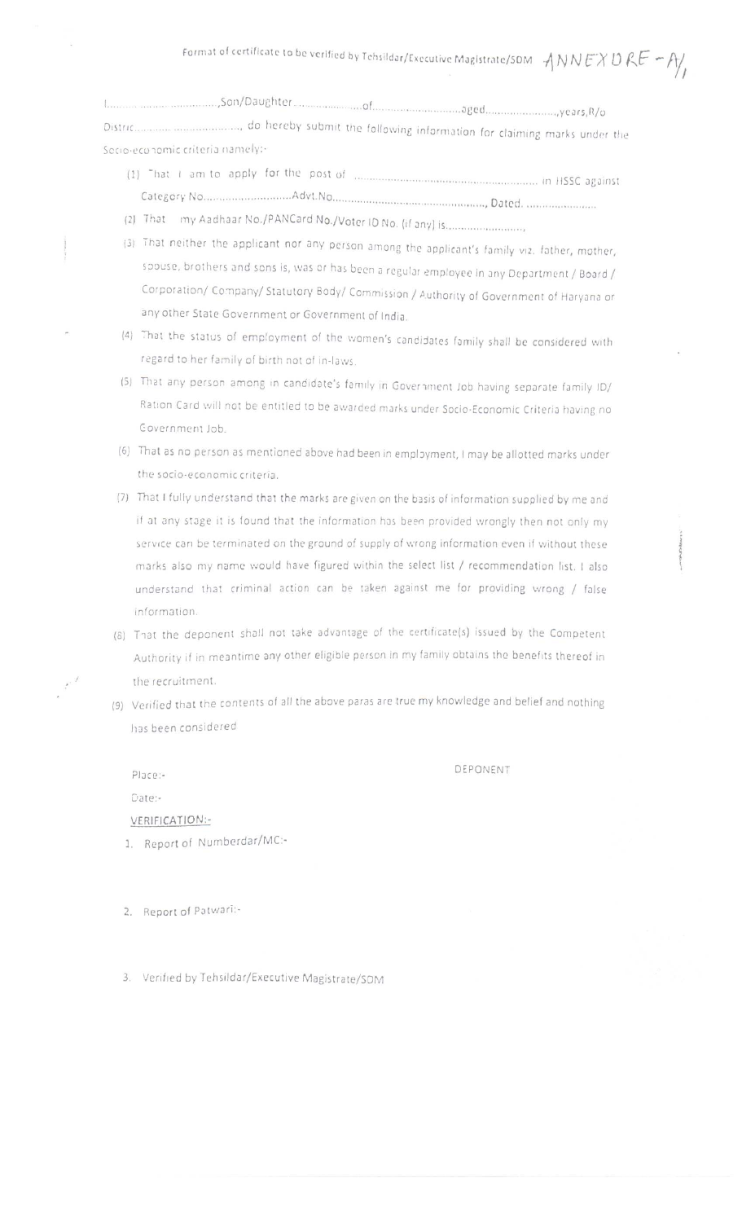Format of certificate to be verified by Tehsildar/Executive Magistrate/SDM ANNEXURE - A/1

I........................................,Son/Daughter......................of.............................aged........................,years,R/o District......................................., do hereby submit the following information for claiming marks under the Socio-economic criteria namely:-

(1) That I am to apply for the post of ............................................................ in HSSC against Category No..............................Advt.No................................................., Dated. ........................

(2) That my Aadhaar No./PANCard No./Voter ID No. (if any) is..........................

(3) That neither the applicant nor any person among the applicant's family viz. father, mother, spouse, brothers and sons is, was or has been a regular employee in any Department / Board / Corporation/ Company/ Statutory Body/ Commission / Authority of Government of Haryana or any other State Government or Government of India.

(4) That the status of employment of the women's candidates family shall be considered with regard to her family of birth not of in-laws.

(5) That any person among in candidate's family in Government Job having separate family ID/ Ration Card will not be entitled to be awarded marks under Socio-Economic Criteria having no Government Job.

(6) That as no person as mentioned above had been in employment, I may be allotted marks under the socio-economic criteria.

(7) That I fully understand that the marks are given on the basis of information supplied by me and if at any stage it is found that the information has been provided wrongly then not only my service can be terminated on the ground of supply of wrong information even if without these marks also my name would have figured within the select list / recommendation list. I also understand that criminal action can be taken against me for providing wrong / false information.

(8) That the deponent shall not take advantage of the certificate(s) issued by the Competent Authority if in meantime any other eligible person in my family obtains the benefits thereof in the recruitment.

(9) Verified that the contents of all the above paras are true my knowledge and belief and nothing has been considered

Place:-

Date:-

DEPONENT

**VERIFICATION:-**

1. Report of Numberdar/MC:-

2. Report of Patwari:-

3. Verified by Tehsildar/Executive Magistrate/SDM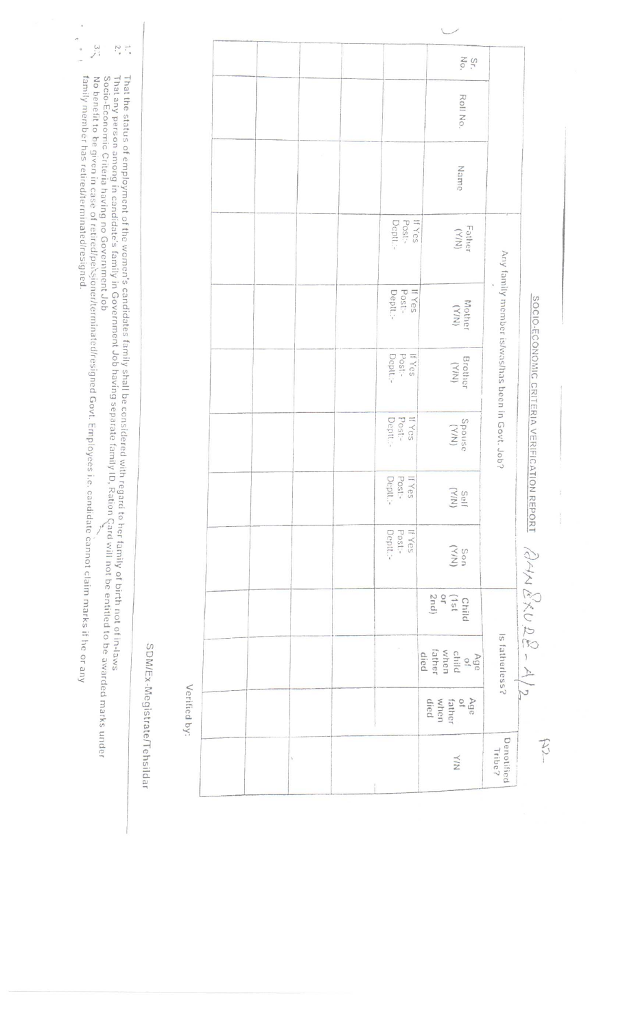## SOCIO-ECONOMIC CRITERIA VERIFICATION REPORT ANNEXURE - A/2

| Sr. No. | Roll No. | Name | Any family member is/was/has been in Govt. Job? | | | | | | Is fatherless? | | | Denotified Tribe? |
|---|---|---|---|---|---|---|---|---|---|---|---|---|
| | | | Father (Y/N) | Mother (Y/N) | Brother (Y/N) | Spouse (Y/N) | Self (Y/N) | Son (Y/N) | Child (1st or 2nd) | Age of child when father died | Age of father when died | |
| | | | If Yes Post:- Deptt.:- | If Yes Post:- Deptt.:- | If Yes Post:- Deptt.:- | If Yes Post:- Deptt.:- | If Yes Post:- Deptt.:- | If Yes Post:- Deptt.:- | | | | Y/N |
| | | | | | | | | | | | | |
| | | | | | | | | | | | | |
| | | | | | | | | | | | | |
| | | | | | | | | | | | | |
| | | | | | | | | | | | | |
| | | | | | | | | | | | | |

Verified by:

SDM/Ex.-Megistrate/Tehsildar

1. That the status of employment of the women's candidates family shall be considered with regard to her family of birth not of in-laws
2. That any person among in candidate's family in Government Job having separate family ID, Ration Card will not be entitled to be awarded marks under Socio-Economic Criteria having no Government Job
3. No benefit to be given in case of retired/pensioner/terminated/resigned Govt. Employees i.e. candidate cannot claim marks if he or any family member has retired/terminated/resigned.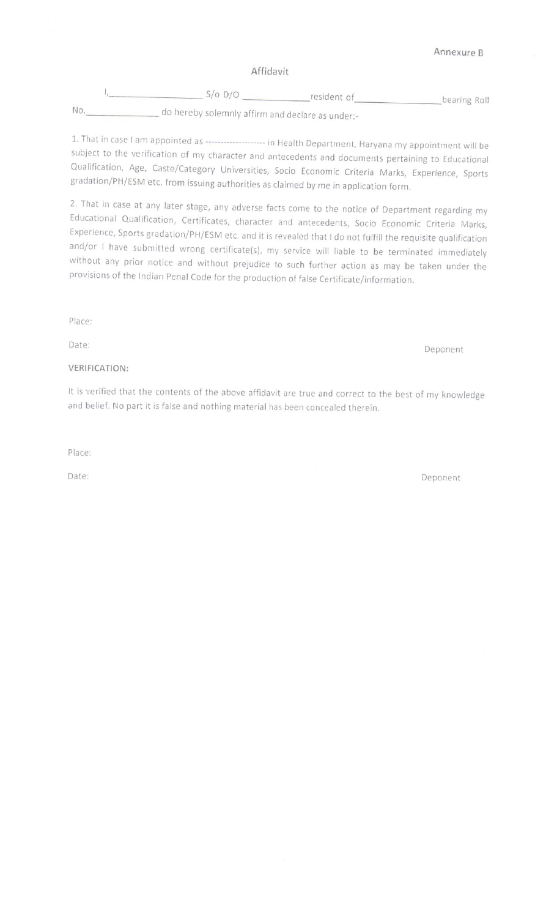Annexure B

# Affidavit

I,\_\_\_\_\_\_\_\_\_\_\_\_\_\_\_\_\_\_\_\_ S/o D/O \_\_\_\_\_\_\_\_\_\_\_\_\_\_\_resident of\_\_\_\_\_\_\_\_\_\_\_\_\_\_\_\_\_\_\_\_bearing Roll No.\_\_\_\_\_\_\_\_\_\_\_\_\_\_\_\_ do hereby solemnly affirm and declare as under:-

1. That in case I am appointed as ------------------- in Health Department, Haryana my appointment will be subject to the verification of my character and antecedents and documents pertaining to Educational Qualification, Age, Caste/Category Universities, Socio Economic Criteria Marks, Experience, Sports gradation/PH/ESM etc. from issuing authorities as claimed by me in application form.

2. That in case at any later stage, any adverse facts come to the notice of Department regarding my Educational Qualification, Certificates, character and antecedents, Socio Economic Criteria Marks, Experience, Sports gradation/PH/ESM etc. and it is revealed that I do not fulfill the requisite qualification and/or I have submitted wrong certificate(s), my service will liable to be terminated immediately without any prior notice and without prejudice to such further action as may be taken under the provisions of the Indian Penal Code for the production of false Certificate/information.

Place:

Date:

Deponent

**VERIFICATION:**

It is verified that the contents of the above affidavit are true and correct to the best of my knowledge and belief. No part it is false and nothing material has been concealed therein.

Place:

Date:

Deponent